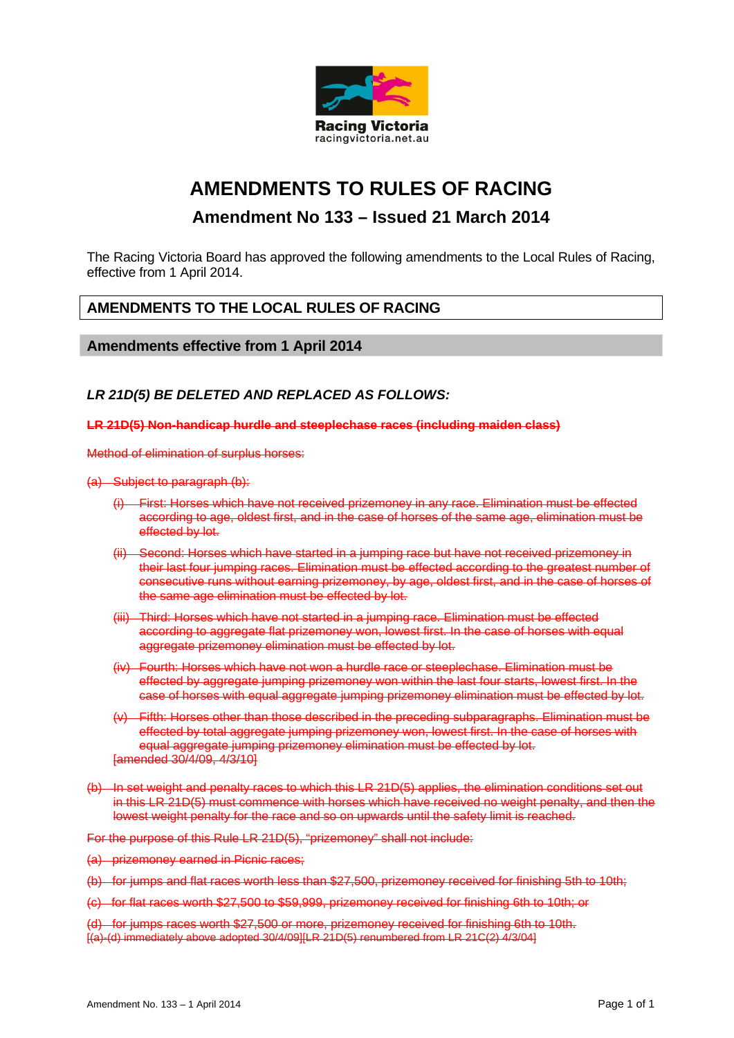Racing Victoria
racingvictoria.net.au

# AMENDMENTS TO RULES OF RACING

## Amendment No 133 – Issued 21 March 2014

The Racing Victoria Board has approved the following amendments to the Local Rules of Racing, effective from 1 April 2014.

## AMENDMENTS TO THE LOCAL RULES OF RACING

### Amendments effective from 1 April 2014

***LR 21D(5) BE DELETED AND REPLACED AS FOLLOWS:***

~~**LR 21D(5) Non-handicap hurdle and steeplechase races (including maiden class)**~~

~~Method of elimination of surplus horses:~~

~~(a) Subject to paragraph (b):~~

- ~~(i) First: Horses which have not received prizemoney in any race. Elimination must be effected according to age, oldest first, and in the case of horses of the same age, elimination must be effected by lot.~~
- ~~(ii) Second: Horses which have started in a jumping race but have not received prizemoney in their last four jumping races. Elimination must be effected according to the greatest number of consecutive runs without earning prizemoney, by age, oldest first, and in the case of horses of the same age elimination must be effected by lot.~~
- ~~(iii) Third: Horses which have not started in a jumping race. Elimination must be effected according to aggregate flat prizemoney won, lowest first. In the case of horses with equal aggregate prizemoney elimination must be effected by lot.~~
- ~~(iv) Fourth: Horses which have not won a hurdle race or steeplechase. Elimination must be effected by aggregate jumping prizemoney won within the last four starts, lowest first. In the case of horses with equal aggregate jumping prizemoney elimination must be effected by lot.~~
- ~~(v) Fifth: Horses other than those described in the preceding subparagraphs. Elimination must be effected by total aggregate jumping prizemoney won, lowest first. In the case of horses with equal aggregate jumping prizemoney elimination must be effected by lot.~~
  ~~[amended 30/4/09, 4/3/10]~~

~~(b) In set weight and penalty races to which this LR 21D(5) applies, the elimination conditions set out in this LR 21D(5) must commence with horses which have received no weight penalty, and then the lowest weight penalty for the race and so on upwards until the safety limit is reached.~~

~~For the purpose of this Rule LR 21D(5), "prizemoney" shall not include:~~

~~(a) prizemoney earned in Picnic races;~~

~~(b) for jumps and flat races worth less than $27,500, prizemoney received for finishing 5th to 10th;~~

~~(c) for flat races worth $27,500 to $59,999, prizemoney received for finishing 6th to 10th; or~~

~~(d) for jumps races worth $27,500 or more, prizemoney received for finishing 6th to 10th.~~
~~[(a)-(d) immediately above adopted 30/4/09][LR 21D(5) renumbered from LR 21C(2) 4/3/04]~~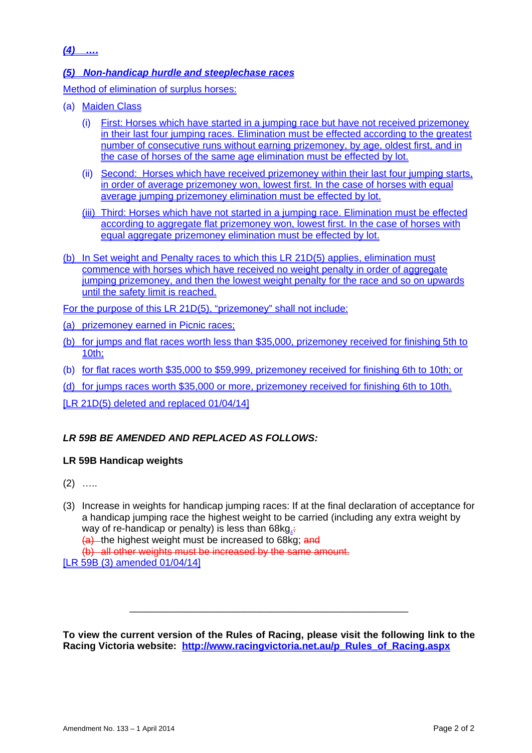***(4) ….***

***(5) Non-handicap hurdle and steeplechase races***

Method of elimination of surplus horses:

(a) Maiden Class

  (i) First: Horses which have started in a jumping race but have not received prizemoney in their last four jumping races. Elimination must be effected according to the greatest number of consecutive runs without earning prizemoney, by age, oldest first, and in the case of horses of the same age elimination must be effected by lot.

  (ii) Second: Horses which have received prizemoney within their last four jumping starts, in order of average prizemoney won, lowest first. In the case of horses with equal average jumping prizemoney elimination must be effected by lot.

  (iii) Third: Horses which have not started in a jumping race. Elimination must be effected according to aggregate flat prizemoney won, lowest first. In the case of horses with equal aggregate prizemoney elimination must be effected by lot.

(b) In Set weight and Penalty races to which this LR 21D(5) applies, elimination must commence with horses which have received no weight penalty in order of aggregate jumping prizemoney, and then the lowest weight penalty for the race and so on upwards until the safety limit is reached.

For the purpose of this LR 21D(5), "prizemoney" shall not include:

(a) prizemoney earned in Picnic races;

(b) for jumps and flat races worth less than $35,000, prizemoney received for finishing 5th to 10th;

(b) for flat races worth $35,000 to $59,999, prizemoney received for finishing 6th to 10th; or

(d) for jumps races worth $35,000 or more, prizemoney received for finishing 6th to 10th.

[LR 21D(5) deleted and replaced 01/04/14]

***LR 59B BE AMENDED AND REPLACED AS FOLLOWS:***

**LR 59B Handicap weights**

(2) …..

(3) Increase in weights for handicap jumping races: If at the final declaration of acceptance for a handicap jumping race the highest weight to be carried (including any extra weight by way of re-handicap or penalty) is less than 68kg.~~:~~
~~(a)~~ the highest weight must be increased to 68kg; ~~and~~
~~(b) all other weights must be increased by the same amount.~~

[LR 59B (3) amended 01/04/14]

---

**To view the current version of the Rules of Racing, please visit the following link to the Racing Victoria website: http://www.racingvictoria.net.au/p_Rules_of_Racing.aspx**

Amendment No. 133 – 1 April 2014